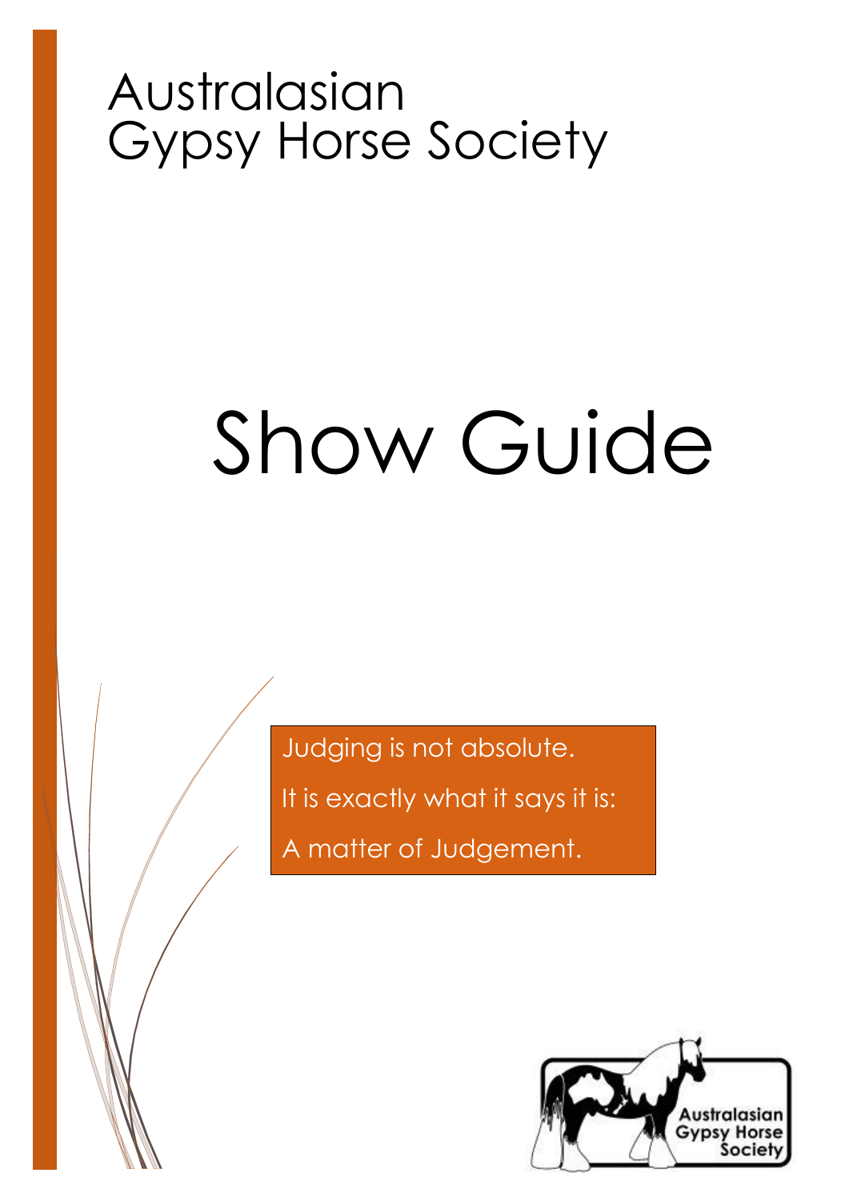# Australasian Gypsy Horse Society

# Show Guide

Judging is not absolute.

It is exactly what it says it is:

A matter of Judgement.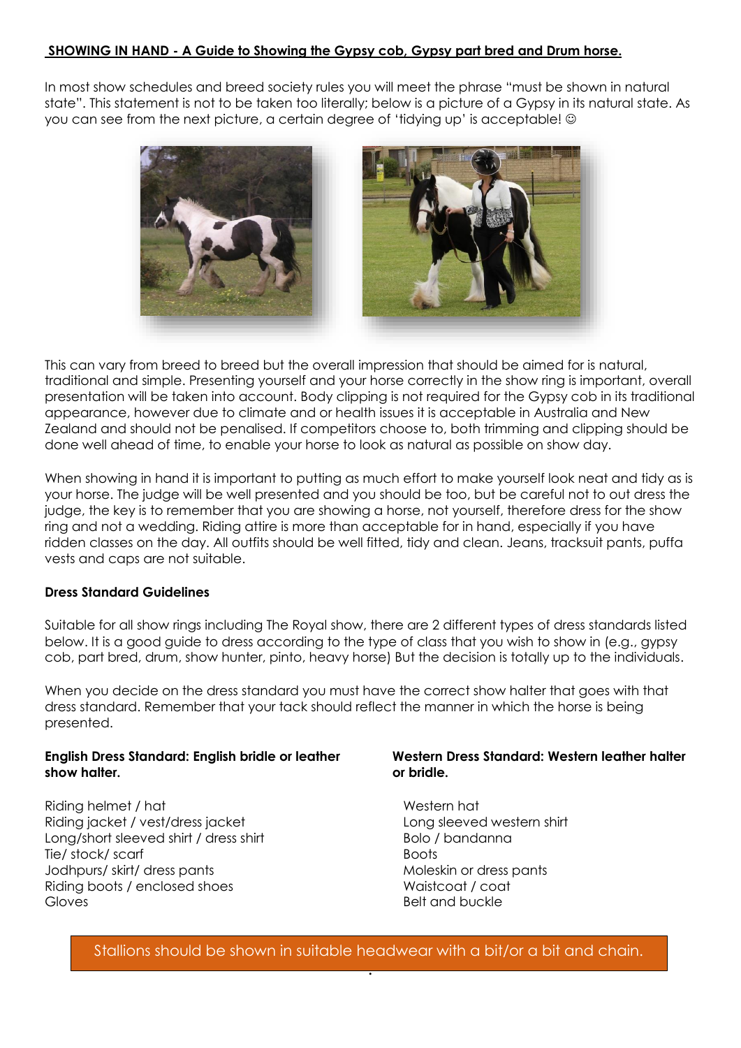**SHOWING IN HAND - A Guide to Showing the Gypsy cob, Gypsy part bred and Drum horse.**

In most show schedules and breed society rules you will meet the phrase "must be shown in natural state". This statement is not to be taken too literally; below is a picture of a Gypsy in its natural state. As you can see from the next picture, a certain degree of 'tidying up' is acceptable! ☺

This can vary from breed to breed but the overall impression that should be aimed for is natural, traditional and simple. Presenting yourself and your horse correctly in the show ring is important, overall presentation will be taken into account. Body clipping is not required for the Gypsy cob in its traditional appearance, however due to climate and or health issues it is acceptable in Australia and New Zealand and should not be penalised. If competitors choose to, both trimming and clipping should be done well ahead of time, to enable your horse to look as natural as possible on show day.

When showing in hand it is important to putting as much effort to make yourself look neat and tidy as is your horse. The judge will be well presented and you should be too, but be careful not to out dress the judge, the key is to remember that you are showing a horse, not yourself, therefore dress for the show ring and not a wedding. Riding attire is more than acceptable for in hand, especially if you have ridden classes on the day. All outfits should be well fitted, tidy and clean. Jeans, tracksuit pants, puffa vests and caps are not suitable.

**Dress Standard Guidelines**

Suitable for all show rings including The Royal show, there are 2 different types of dress standards listed below. It is a good guide to dress according to the type of class that you wish to show in (e.g., gypsy cob, part bred, drum, show hunter, pinto, heavy horse) But the decision is totally up to the individuals.

When you decide on the dress standard you must have the correct show halter that goes with that dress standard. Remember that your tack should reflect the manner in which the horse is being presented.

**English Dress Standard: English bridle or leather show halter.**

Riding helmet / hat
Riding jacket / vest/dress jacket
Long/short sleeved shirt / dress shirt
Tie/ stock/ scarf
Jodhpurs/ skirt/ dress pants
Riding boots / enclosed shoes
Gloves

**Western Dress Standard: Western leather halter or bridle.**

Western hat
Long sleeved western shirt
Bolo / bandanna
Boots
Moleskin or dress pants
Waistcoat / coat
Belt and buckle

Stallions should be shown in suitable headwear with a bit/or a bit and chain.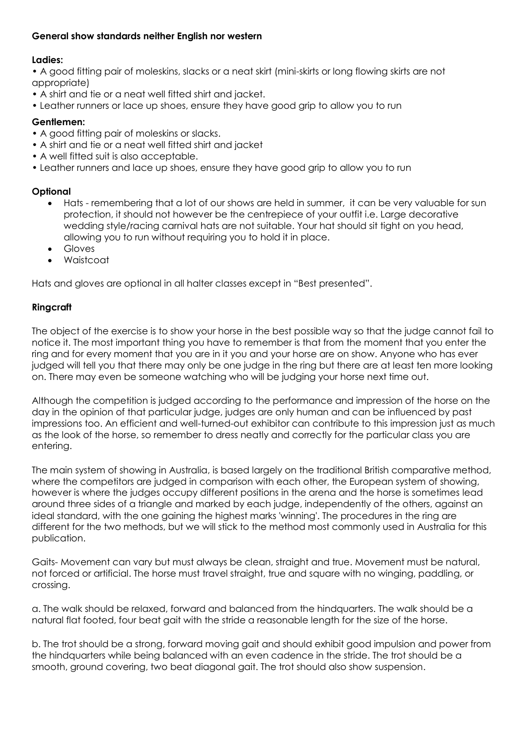**General show standards neither English nor western**

**Ladies:**

- A good fitting pair of moleskins, slacks or a neat skirt (mini-skirts or long flowing skirts are not appropriate)
- A shirt and tie or a neat well fitted shirt and jacket.
- Leather runners or lace up shoes, ensure they have good grip to allow you to run

**Gentlemen:**

- A good fitting pair of moleskins or slacks.
- A shirt and tie or a neat well fitted shirt and jacket
- A well fitted suit is also acceptable.
- Leather runners and lace up shoes, ensure they have good grip to allow you to run

**Optional**

- Hats - remembering that a lot of our shows are held in summer, it can be very valuable for sun protection, it should not however be the centrepiece of your outfit i.e. Large decorative wedding style/racing carnival hats are not suitable. Your hat should sit tight on you head, allowing you to run without requiring you to hold it in place.
- Gloves
- Waistcoat

Hats and gloves are optional in all halter classes except in "Best presented".

**Ringcraft**

The object of the exercise is to show your horse in the best possible way so that the judge cannot fail to notice it. The most important thing you have to remember is that from the moment that you enter the ring and for every moment that you are in it you and your horse are on show. Anyone who has ever judged will tell you that there may only be one judge in the ring but there are at least ten more looking on. There may even be someone watching who will be judging your horse next time out.

Although the competition is judged according to the performance and impression of the horse on the day in the opinion of that particular judge, judges are only human and can be influenced by past impressions too. An efficient and well-turned-out exhibitor can contribute to this impression just as much as the look of the horse, so remember to dress neatly and correctly for the particular class you are entering.

The main system of showing in Australia, is based largely on the traditional British comparative method, where the competitors are judged in comparison with each other, the European system of showing, however is where the judges occupy different positions in the arena and the horse is sometimes lead around three sides of a triangle and marked by each judge, independently of the others, against an ideal standard, with the one gaining the highest marks 'winning'. The procedures in the ring are different for the two methods, but we will stick to the method most commonly used in Australia for this publication.

Gaits- Movement can vary but must always be clean, straight and true. Movement must be natural, not forced or artificial. The horse must travel straight, true and square with no winging, paddling, or crossing.

a. The walk should be relaxed, forward and balanced from the hindquarters. The walk should be a natural flat footed, four beat gait with the stride a reasonable length for the size of the horse.

b. The trot should be a strong, forward moving gait and should exhibit good impulsion and power from the hindquarters while being balanced with an even cadence in the stride. The trot should be a smooth, ground covering, two beat diagonal gait. The trot should also show suspension.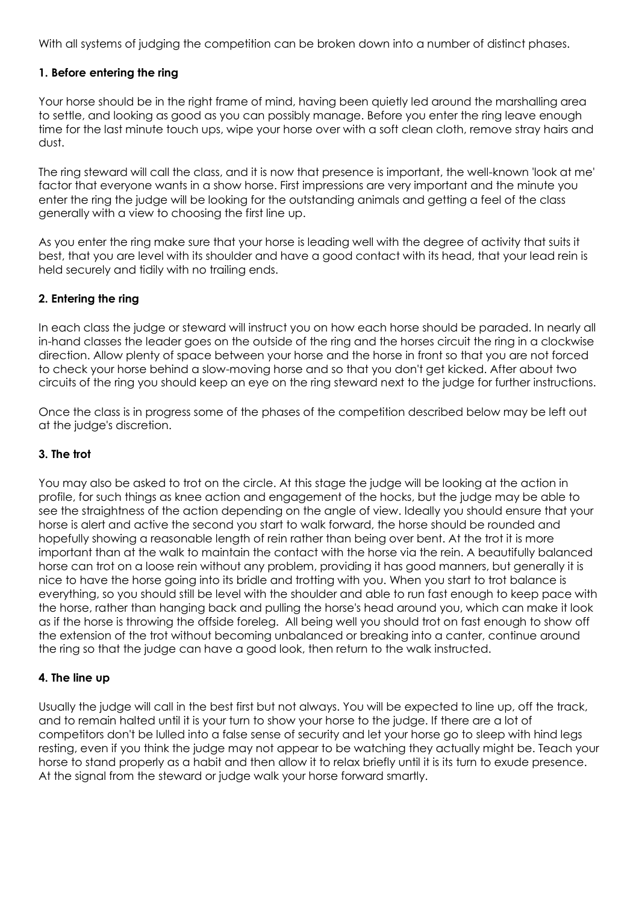With all systems of judging the competition can be broken down into a number of distinct phases.

### 1. Before entering the ring

Your horse should be in the right frame of mind, having been quietly led around the marshalling area to settle, and looking as good as you can possibly manage. Before you enter the ring leave enough time for the last minute touch ups, wipe your horse over with a soft clean cloth, remove stray hairs and dust.

The ring steward will call the class, and it is now that presence is important, the well-known 'look at me' factor that everyone wants in a show horse. First impressions are very important and the minute you enter the ring the judge will be looking for the outstanding animals and getting a feel of the class generally with a view to choosing the first line up.

As you enter the ring make sure that your horse is leading well with the degree of activity that suits it best, that you are level with its shoulder and have a good contact with its head, that your lead rein is held securely and tidily with no trailing ends.

### 2. Entering the ring

In each class the judge or steward will instruct you on how each horse should be paraded. In nearly all in-hand classes the leader goes on the outside of the ring and the horses circuit the ring in a clockwise direction. Allow plenty of space between your horse and the horse in front so that you are not forced to check your horse behind a slow-moving horse and so that you don't get kicked. After about two circuits of the ring you should keep an eye on the ring steward next to the judge for further instructions.

Once the class is in progress some of the phases of the competition described below may be left out at the judge's discretion.

### 3. The trot

You may also be asked to trot on the circle. At this stage the judge will be looking at the action in profile, for such things as knee action and engagement of the hocks, but the judge may be able to see the straightness of the action depending on the angle of view. Ideally you should ensure that your horse is alert and active the second you start to walk forward, the horse should be rounded and hopefully showing a reasonable length of rein rather than being over bent. At the trot it is more important than at the walk to maintain the contact with the horse via the rein. A beautifully balanced horse can trot on a loose rein without any problem, providing it has good manners, but generally it is nice to have the horse going into its bridle and trotting with you. When you start to trot balance is everything, so you should still be level with the shoulder and able to run fast enough to keep pace with the horse, rather than hanging back and pulling the horse's head around you, which can make it look as if the horse is throwing the offside foreleg. All being well you should trot on fast enough to show off the extension of the trot without becoming unbalanced or breaking into a canter, continue around the ring so that the judge can have a good look, then return to the walk instructed.

### 4. The line up

Usually the judge will call in the best first but not always. You will be expected to line up, off the track, and to remain halted until it is your turn to show your horse to the judge. If there are a lot of competitors don't be lulled into a false sense of security and let your horse go to sleep with hind legs resting, even if you think the judge may not appear to be watching they actually might be. Teach your horse to stand properly as a habit and then allow it to relax briefly until it is its turn to exude presence. At the signal from the steward or judge walk your horse forward smartly.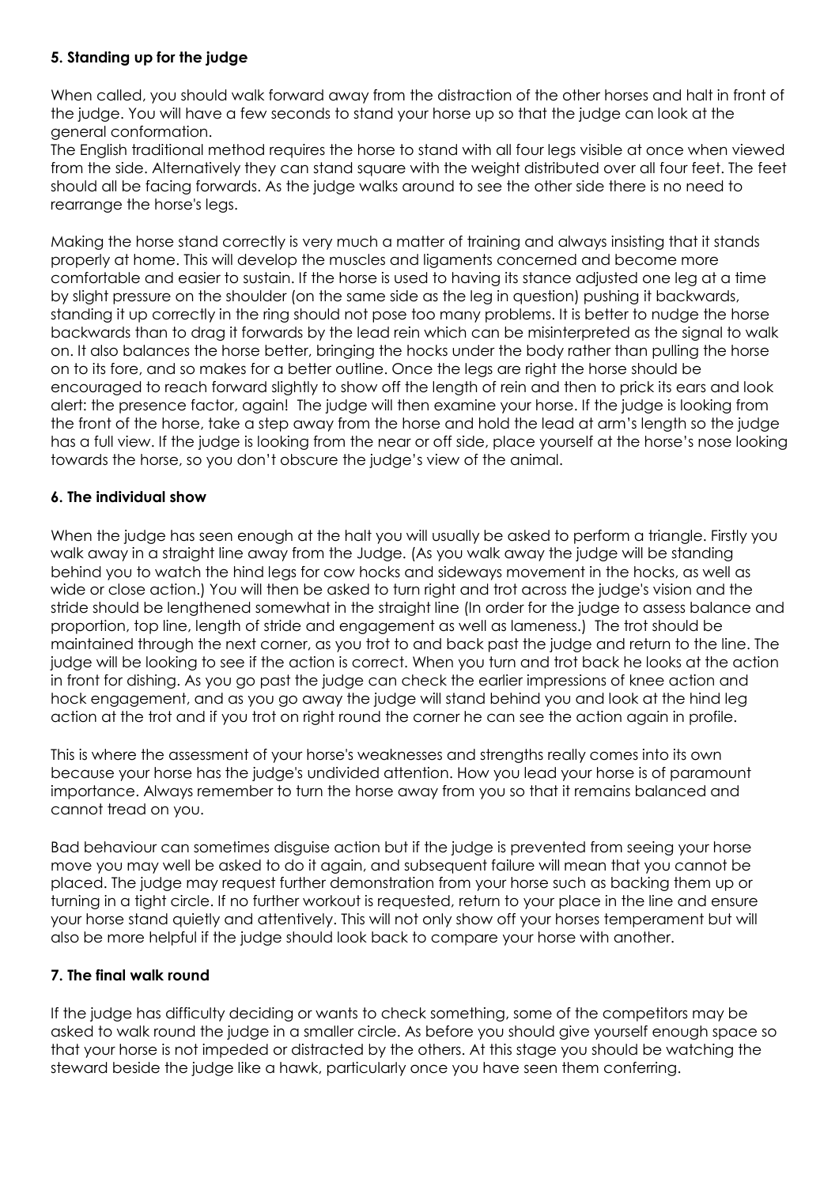**5. Standing up for the judge**

When called, you should walk forward away from the distraction of the other horses and halt in front of the judge. You will have a few seconds to stand your horse up so that the judge can look at the general conformation.
The English traditional method requires the horse to stand with all four legs visible at once when viewed from the side. Alternatively they can stand square with the weight distributed over all four feet. The feet should all be facing forwards. As the judge walks around to see the other side there is no need to rearrange the horse's legs.

Making the horse stand correctly is very much a matter of training and always insisting that it stands properly at home. This will develop the muscles and ligaments concerned and become more comfortable and easier to sustain. If the horse is used to having its stance adjusted one leg at a time by slight pressure on the shoulder (on the same side as the leg in question) pushing it backwards, standing it up correctly in the ring should not pose too many problems. It is better to nudge the horse backwards than to drag it forwards by the lead rein which can be misinterpreted as the signal to walk on. It also balances the horse better, bringing the hocks under the body rather than pulling the horse on to its fore, and so makes for a better outline. Once the legs are right the horse should be encouraged to reach forward slightly to show off the length of rein and then to prick its ears and look alert: the presence factor, again! The judge will then examine your horse. If the judge is looking from the front of the horse, take a step away from the horse and hold the lead at arm's length so the judge has a full view. If the judge is looking from the near or off side, place yourself at the horse's nose looking towards the horse, so you don't obscure the judge's view of the animal.

**6. The individual show**

When the judge has seen enough at the halt you will usually be asked to perform a triangle. Firstly you walk away in a straight line away from the Judge. (As you walk away the judge will be standing behind you to watch the hind legs for cow hocks and sideways movement in the hocks, as well as wide or close action.) You will then be asked to turn right and trot across the judge's vision and the stride should be lengthened somewhat in the straight line (In order for the judge to assess balance and proportion, top line, length of stride and engagement as well as lameness.) The trot should be maintained through the next corner, as you trot to and back past the judge and return to the line. The judge will be looking to see if the action is correct. When you turn and trot back he looks at the action in front for dishing. As you go past the judge can check the earlier impressions of knee action and hock engagement, and as you go away the judge will stand behind you and look at the hind leg action at the trot and if you trot on right round the corner he can see the action again in profile.

This is where the assessment of your horse's weaknesses and strengths really comes into its own because your horse has the judge's undivided attention. How you lead your horse is of paramount importance. Always remember to turn the horse away from you so that it remains balanced and cannot tread on you.

Bad behaviour can sometimes disguise action but if the judge is prevented from seeing your horse move you may well be asked to do it again, and subsequent failure will mean that you cannot be placed. The judge may request further demonstration from your horse such as backing them up or turning in a tight circle. If no further workout is requested, return to your place in the line and ensure your horse stand quietly and attentively. This will not only show off your horses temperament but will also be more helpful if the judge should look back to compare your horse with another.

**7. The final walk round**

If the judge has difficulty deciding or wants to check something, some of the competitors may be asked to walk round the judge in a smaller circle. As before you should give yourself enough space so that your horse is not impeded or distracted by the others. At this stage you should be watching the steward beside the judge like a hawk, particularly once you have seen them conferring.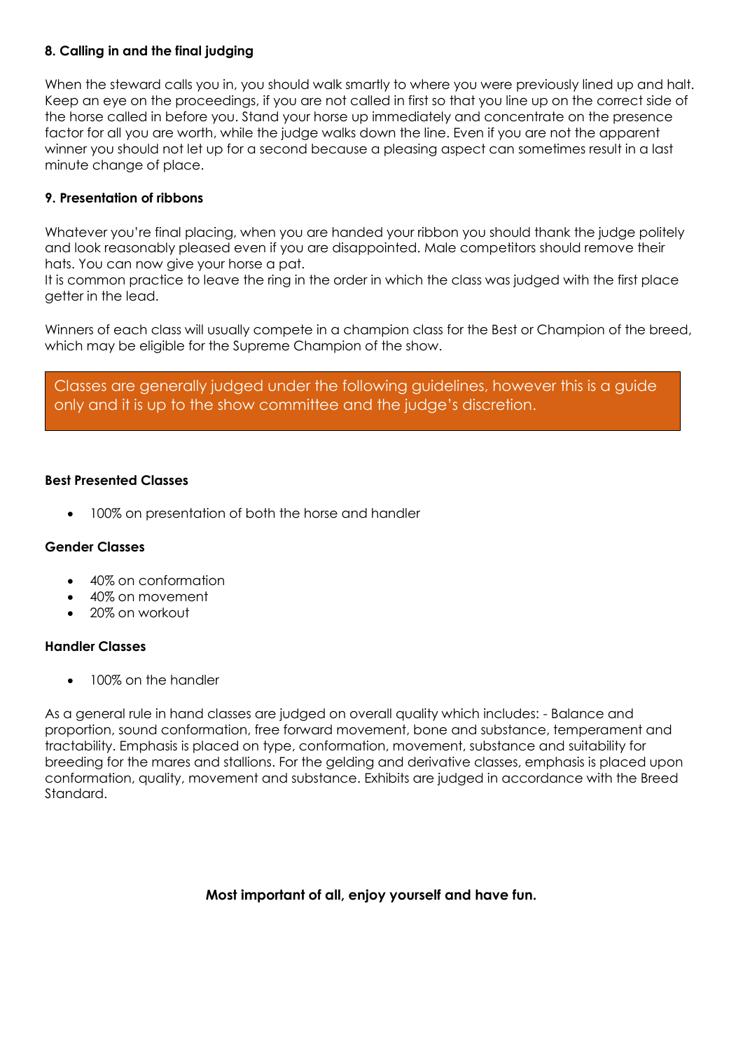#### 8. Calling in and the final judging

When the steward calls you in, you should walk smartly to where you were previously lined up and halt. Keep an eye on the proceedings, if you are not called in first so that you line up on the correct side of the horse called in before you. Stand your horse up immediately and concentrate on the presence factor for all you are worth, while the judge walks down the line. Even if you are not the apparent winner you should not let up for a second because a pleasing aspect can sometimes result in a last minute change of place.

#### 9. Presentation of ribbons

Whatever you're final placing, when you are handed your ribbon you should thank the judge politely and look reasonably pleased even if you are disappointed. Male competitors should remove their hats. You can now give your horse a pat.
It is common practice to leave the ring in the order in which the class was judged with the first place getter in the lead.

Winners of each class will usually compete in a champion class for the Best or Champion of the breed, which may be eligible for the Supreme Champion of the show.

Classes are generally judged under the following guidelines, however this is a guide only and it is up to the show committee and the judge's discretion.

**Best Presented Classes**

- 100% on presentation of both the horse and handler

**Gender Classes**

- 40% on conformation
- 40% on movement
- 20% on workout

**Handler Classes**

- 100% on the handler

As a general rule in hand classes are judged on overall quality which includes: - Balance and proportion, sound conformation, free forward movement, bone and substance, temperament and tractability. Emphasis is placed on type, conformation, movement, substance and suitability for breeding for the mares and stallions. For the gelding and derivative classes, emphasis is placed upon conformation, quality, movement and substance. Exhibits are judged in accordance with the Breed Standard.

**Most important of all, enjoy yourself and have fun.**